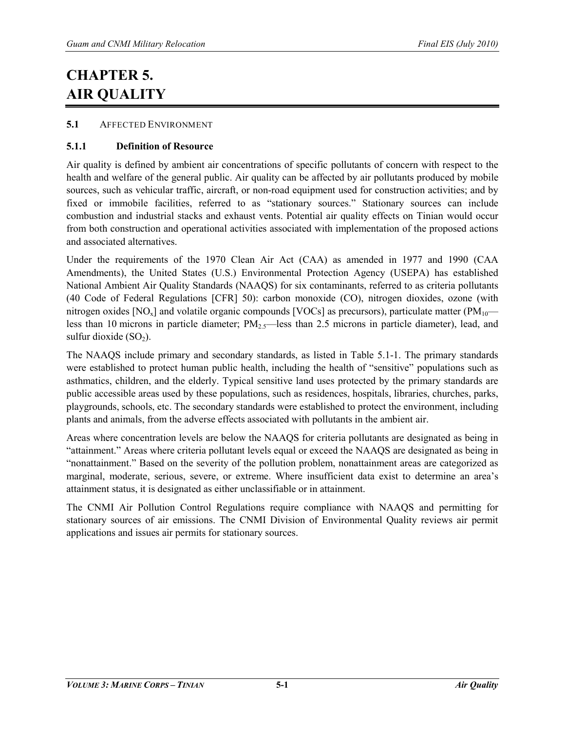# CHAPTER 5. AIR QUALITY

## 5.1 AFFECTED ENVIRONMENT

### 5.1.1 Definition of Resource

Air quality is defined by ambient air concentrations of specific pollutants of concern with respect to the health and welfare of the general public. Air quality can be affected by air pollutants produced by mobile sources, such as vehicular traffic, aircraft, or non-road equipment used for construction activities; and by fixed or immobile facilities, referred to as "stationary sources." Stationary sources can include combustion and industrial stacks and exhaust vents. Potential air quality effects on Tinian would occur from both construction and operational activities associated with implementation of the proposed actions and associated alternatives.

Under the requirements of the 1970 Clean Air Act (CAA) as amended in 1977 and 1990 (CAA Amendments), the United States (U.S.) Environmental Protection Agency (USEPA) has established National Ambient Air Quality Standards (NAAQS) for six contaminants, referred to as criteria pollutants (40 Code of Federal Regulations [CFR] 50): carbon monoxide (CO), nitrogen dioxides, ozone (with nitrogen oxides [$NO_x$] and volatile organic compounds [VOCs] as precursors), particulate matter ($PM_{10}$—less than 10 microns in particle diameter; $PM_{2.5}$—less than 2.5 microns in particle diameter), lead, and sulfur dioxide ($SO_2$).

The NAAQS include primary and secondary standards, as listed in Table 5.1-1. The primary standards were established to protect human public health, including the health of "sensitive" populations such as asthmatics, children, and the elderly. Typical sensitive land uses protected by the primary standards are public accessible areas used by these populations, such as residences, hospitals, libraries, churches, parks, playgrounds, schools, etc. The secondary standards were established to protect the environment, including plants and animals, from the adverse effects associated with pollutants in the ambient air.

Areas where concentration levels are below the NAAQS for criteria pollutants are designated as being in "attainment." Areas where criteria pollutant levels equal or exceed the NAAQS are designated as being in "nonattainment." Based on the severity of the pollution problem, nonattainment areas are categorized as marginal, moderate, serious, severe, or extreme. Where insufficient data exist to determine an area's attainment status, it is designated as either unclassifiable or in attainment.

The CNMI Air Pollution Control Regulations require compliance with NAAQS and permitting for stationary sources of air emissions. The CNMI Division of Environmental Quality reviews air permit applications and issues air permits for stationary sources.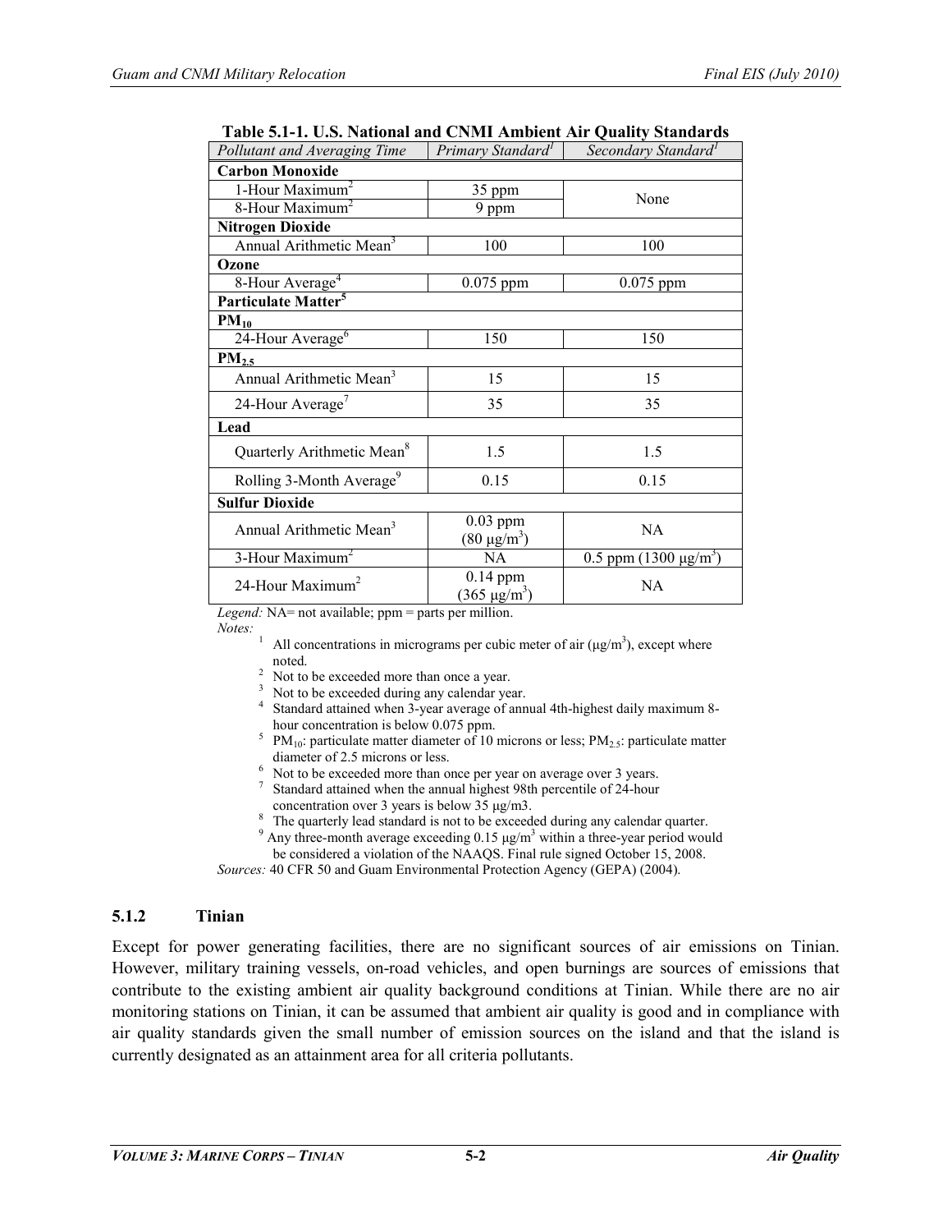**Table 5.1-1. U.S. National and CNMI Ambient Air Quality Standards**

| *Pollutant and Averaging Time* | *Primary Standard[1]* | *Secondary Standard[1]* |
|---|---|---|
| **Carbon Monoxide** | | |
| 1-Hour Maximum[2] | 35 ppm | None |
| 8-Hour Maximum[2] | 9 ppm | |
| **Nitrogen Dioxide** | | |
| Annual Arithmetic Mean[3] | 100 | 100 |
| **Ozone** | | |
| 8-Hour Average[4] | 0.075 ppm | 0.075 ppm |
| **Particulate Matter[5]** | | |
| $PM_{10}$ | | |
| 24-Hour Average[6] | 150 | 150 |
| $PM_{2.5}$ | | |
| Annual Arithmetic Mean[3] | 15 | 15 |
| 24-Hour Average[7] | 35 | 35 |
| **Lead** | | |
| Quarterly Arithmetic Mean[8] | 1.5 | 1.5 |
| Rolling 3-Month Average[9] | 0.15 | 0.15 |
| **Sulfur Dioxide** | | |
| Annual Arithmetic Mean[3] | 0.03 ppm (80 μg/m$^3$) | NA |
| 3-Hour Maximum[2] | NA | 0.5 ppm (1300 μg/m$^3$) |
| 24-Hour Maximum[2] | 0.14 ppm (365 μg/m$^3$) | NA |

*Legend:* NA= not available; ppm = parts per million.

*Notes:*

1. All concentrations in micrograms per cubic meter of air (μg/m$^3$), except where noted.
2. Not to be exceeded more than once a year.
3. Not to be exceeded during any calendar year.
4. Standard attained when 3-year average of annual 4th-highest daily maximum 8-hour concentration is below 0.075 ppm.
5. $PM_{10}$: particulate matter diameter of 10 microns or less; $PM_{2.5}$: particulate matter diameter of 2.5 microns or less.
6. Not to be exceeded more than once per year on average over 3 years.
7. Standard attained when the annual highest 98th percentile of 24-hour concentration over 3 years is below 35 μg/m3.
8. The quarterly lead standard is not to be exceeded during any calendar quarter.
9. Any three-month average exceeding 0.15 μg/m$^3$ within a three-year period would be considered a violation of the NAAQS. Final rule signed October 15, 2008.

*Sources:* 40 CFR 50 and Guam Environmental Protection Agency (GEPA) (2004).

### 5.1.2 Tinian

Except for power generating facilities, there are no significant sources of air emissions on Tinian. However, military training vessels, on-road vehicles, and open burnings are sources of emissions that contribute to the existing ambient air quality background conditions at Tinian. While there are no air monitoring stations on Tinian, it can be assumed that ambient air quality is good and in compliance with air quality standards given the small number of emission sources on the island and that the island is currently designated as an attainment area for all criteria pollutants.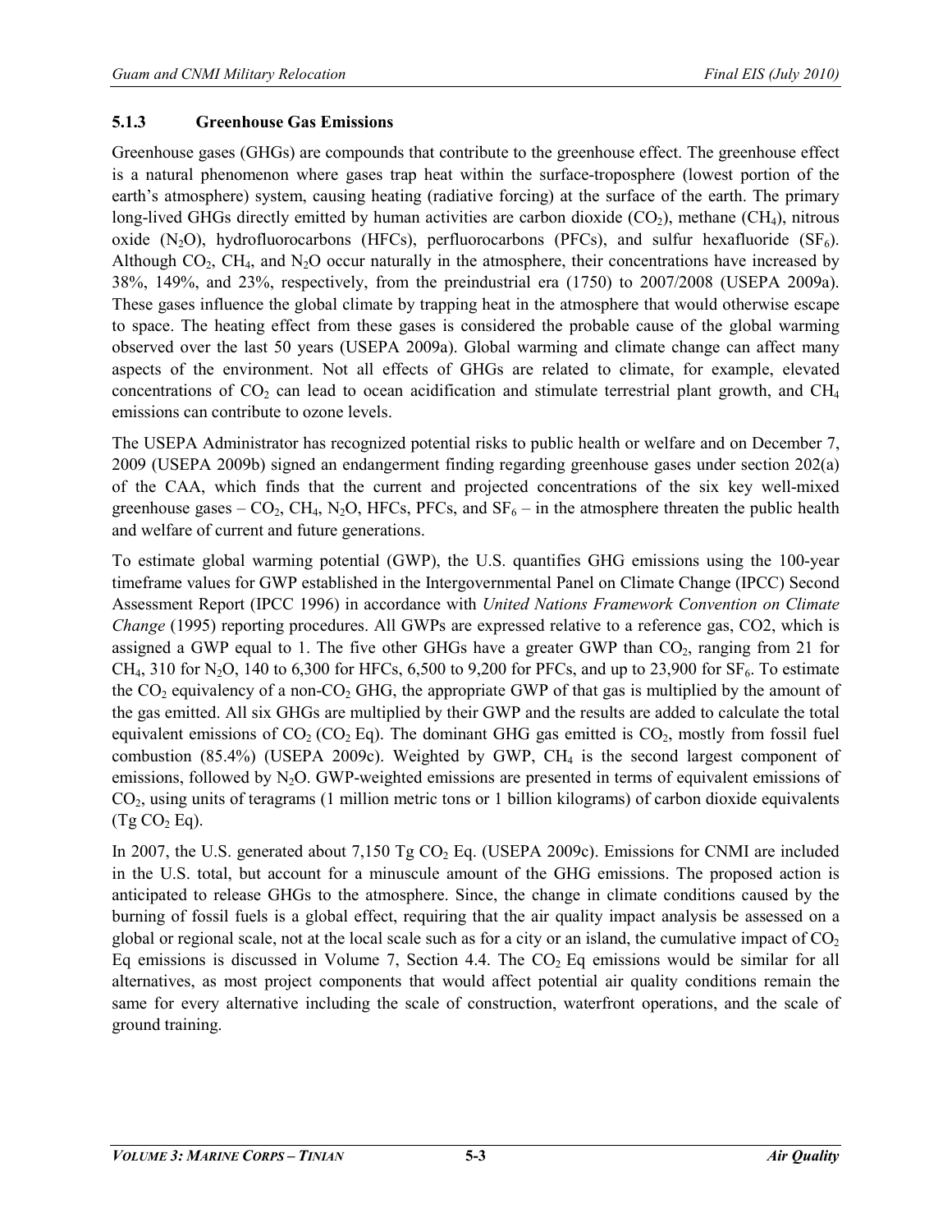### 5.1.3 Greenhouse Gas Emissions

Greenhouse gases (GHGs) are compounds that contribute to the greenhouse effect. The greenhouse effect is a natural phenomenon where gases trap heat within the surface-troposphere (lowest portion of the earth's atmosphere) system, causing heating (radiative forcing) at the surface of the earth. The primary long-lived GHGs directly emitted by human activities are carbon dioxide ($CO_2$), methane ($CH_4$), nitrous oxide ($N_2O$), hydrofluorocarbons (HFCs), perfluorocarbons (PFCs), and sulfur hexafluoride ($SF_6$). Although $CO_2$, $CH_4$, and $N_2O$ occur naturally in the atmosphere, their concentrations have increased by 38%, 149%, and 23%, respectively, from the preindustrial era (1750) to 2007/2008 (USEPA 2009a). These gases influence the global climate by trapping heat in the atmosphere that would otherwise escape to space. The heating effect from these gases is considered the probable cause of the global warming observed over the last 50 years (USEPA 2009a). Global warming and climate change can affect many aspects of the environment. Not all effects of GHGs are related to climate, for example, elevated concentrations of $CO_2$ can lead to ocean acidification and stimulate terrestrial plant growth, and $CH_4$ emissions can contribute to ozone levels.

The USEPA Administrator has recognized potential risks to public health or welfare and on December 7, 2009 (USEPA 2009b) signed an endangerment finding regarding greenhouse gases under section 202(a) of the CAA, which finds that the current and projected concentrations of the six key well-mixed greenhouse gases – $CO_2$, $CH_4$, $N_2O$, HFCs, PFCs, and $SF_6$ – in the atmosphere threaten the public health and welfare of current and future generations.

To estimate global warming potential (GWP), the U.S. quantifies GHG emissions using the 100-year timeframe values for GWP established in the Intergovernmental Panel on Climate Change (IPCC) Second Assessment Report (IPCC 1996) in accordance with *United Nations Framework Convention on Climate Change* (1995) reporting procedures. All GWPs are expressed relative to a reference gas, CO2, which is assigned a GWP equal to 1. The five other GHGs have a greater GWP than $CO_2$, ranging from 21 for $CH_4$, 310 for $N_2O$, 140 to 6,300 for HFCs, 6,500 to 9,200 for PFCs, and up to 23,900 for $SF_6$. To estimate the $CO_2$ equivalency of a non-$CO_2$ GHG, the appropriate GWP of that gas is multiplied by the amount of the gas emitted. All six GHGs are multiplied by their GWP and the results are added to calculate the total equivalent emissions of $CO_2$ ($CO_2$ Eq). The dominant GHG gas emitted is $CO_2$, mostly from fossil fuel combustion (85.4%) (USEPA 2009c). Weighted by GWP, $CH_4$ is the second largest component of emissions, followed by $N_2O$. GWP-weighted emissions are presented in terms of equivalent emissions of $CO_2$, using units of teragrams (1 million metric tons or 1 billion kilograms) of carbon dioxide equivalents (Tg $CO_2$ Eq).

In 2007, the U.S. generated about 7,150 Tg $CO_2$ Eq. (USEPA 2009c). Emissions for CNMI are included in the U.S. total, but account for a minuscule amount of the GHG emissions. The proposed action is anticipated to release GHGs to the atmosphere. Since, the change in climate conditions caused by the burning of fossil fuels is a global effect, requiring that the air quality impact analysis be assessed on a global or regional scale, not at the local scale such as for a city or an island, the cumulative impact of $CO_2$ Eq emissions is discussed in Volume 7, Section 4.4. The $CO_2$ Eq emissions would be similar for all alternatives, as most project components that would affect potential air quality conditions remain the same for every alternative including the scale of construction, waterfront operations, and the scale of ground training.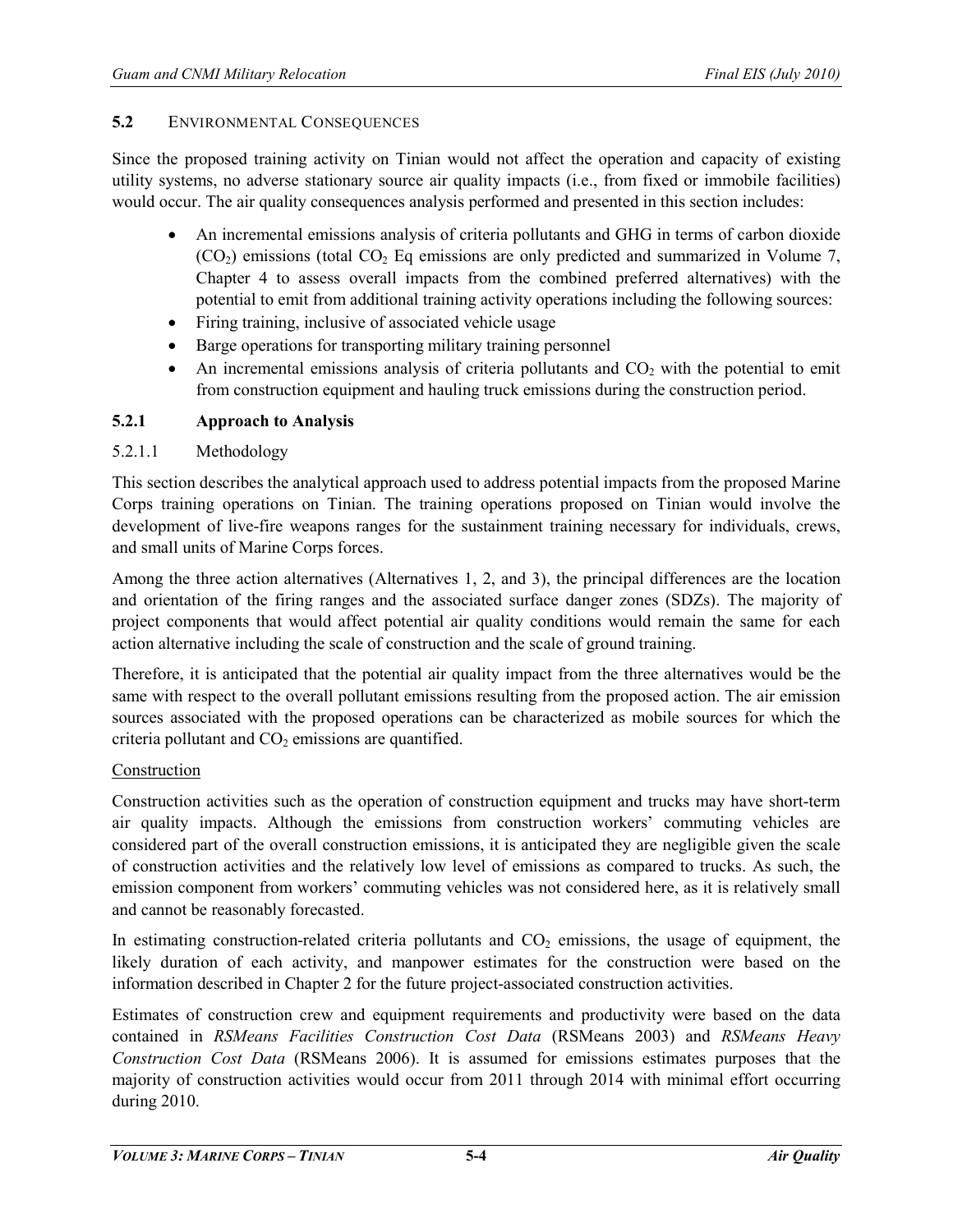## 5.2 ENVIRONMENTAL CONSEQUENCES

Since the proposed training activity on Tinian would not affect the operation and capacity of existing utility systems, no adverse stationary source air quality impacts (i.e., from fixed or immobile facilities) would occur. The air quality consequences analysis performed and presented in this section includes:

- An incremental emissions analysis of criteria pollutants and GHG in terms of carbon dioxide ($CO_2$) emissions (total $CO_2$ Eq emissions are only predicted and summarized in Volume 7, Chapter 4 to assess overall impacts from the combined preferred alternatives) with the potential to emit from additional training activity operations including the following sources:
- Firing training, inclusive of associated vehicle usage
- Barge operations for transporting military training personnel
- An incremental emissions analysis of criteria pollutants and $CO_2$ with the potential to emit from construction equipment and hauling truck emissions during the construction period.

### 5.2.1 Approach to Analysis

#### 5.2.1.1 Methodology

This section describes the analytical approach used to address potential impacts from the proposed Marine Corps training operations on Tinian. The training operations proposed on Tinian would involve the development of live-fire weapons ranges for the sustainment training necessary for individuals, crews, and small units of Marine Corps forces.

Among the three action alternatives (Alternatives 1, 2, and 3), the principal differences are the location and orientation of the firing ranges and the associated surface danger zones (SDZs). The majority of project components that would affect potential air quality conditions would remain the same for each action alternative including the scale of construction and the scale of ground training.

Therefore, it is anticipated that the potential air quality impact from the three alternatives would be the same with respect to the overall pollutant emissions resulting from the proposed action. The air emission sources associated with the proposed operations can be characterized as mobile sources for which the criteria pollutant and $CO_2$ emissions are quantified.

Construction

Construction activities such as the operation of construction equipment and trucks may have short-term air quality impacts. Although the emissions from construction workers' commuting vehicles are considered part of the overall construction emissions, it is anticipated they are negligible given the scale of construction activities and the relatively low level of emissions as compared to trucks. As such, the emission component from workers' commuting vehicles was not considered here, as it is relatively small and cannot be reasonably forecasted.

In estimating construction-related criteria pollutants and $CO_2$ emissions, the usage of equipment, the likely duration of each activity, and manpower estimates for the construction were based on the information described in Chapter 2 for the future project-associated construction activities.

Estimates of construction crew and equipment requirements and productivity were based on the data contained in *RSMeans Facilities Construction Cost Data* (RSMeans 2003) and *RSMeans Heavy Construction Cost Data* (RSMeans 2006). It is assumed for emissions estimates purposes that the majority of construction activities would occur from 2011 through 2014 with minimal effort occurring during 2010.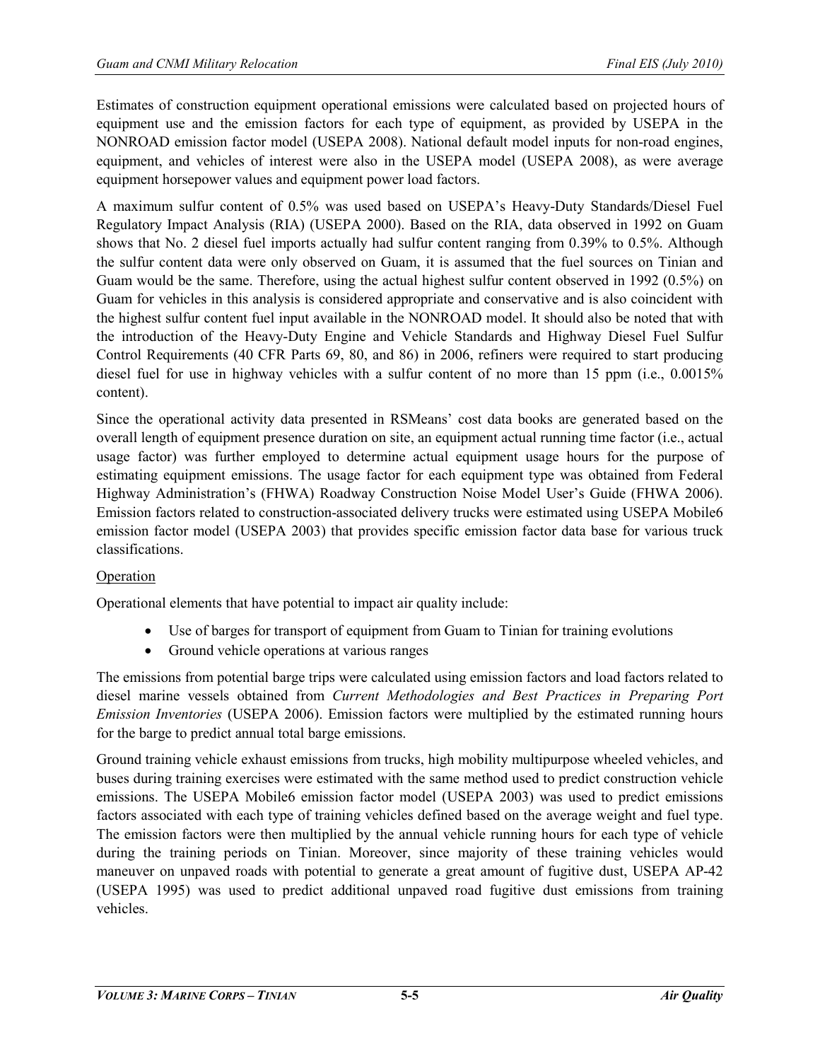Estimates of construction equipment operational emissions were calculated based on projected hours of equipment use and the emission factors for each type of equipment, as provided by USEPA in the NONROAD emission factor model (USEPA 2008). National default model inputs for non-road engines, equipment, and vehicles of interest were also in the USEPA model (USEPA 2008), as were average equipment horsepower values and equipment power load factors.

A maximum sulfur content of 0.5% was used based on USEPA's Heavy-Duty Standards/Diesel Fuel Regulatory Impact Analysis (RIA) (USEPA 2000). Based on the RIA, data observed in 1992 on Guam shows that No. 2 diesel fuel imports actually had sulfur content ranging from 0.39% to 0.5%. Although the sulfur content data were only observed on Guam, it is assumed that the fuel sources on Tinian and Guam would be the same. Therefore, using the actual highest sulfur content observed in 1992 (0.5%) on Guam for vehicles in this analysis is considered appropriate and conservative and is also coincident with the highest sulfur content fuel input available in the NONROAD model. It should also be noted that with the introduction of the Heavy-Duty Engine and Vehicle Standards and Highway Diesel Fuel Sulfur Control Requirements (40 CFR Parts 69, 80, and 86) in 2006, refiners were required to start producing diesel fuel for use in highway vehicles with a sulfur content of no more than 15 ppm (i.e., 0.0015% content).

Since the operational activity data presented in RSMeans' cost data books are generated based on the overall length of equipment presence duration on site, an equipment actual running time factor (i.e., actual usage factor) was further employed to determine actual equipment usage hours for the purpose of estimating equipment emissions. The usage factor for each equipment type was obtained from Federal Highway Administration's (FHWA) Roadway Construction Noise Model User's Guide (FHWA 2006). Emission factors related to construction-associated delivery trucks were estimated using USEPA Mobile6 emission factor model (USEPA 2003) that provides specific emission factor data base for various truck classifications.

Operation

Operational elements that have potential to impact air quality include:

- Use of barges for transport of equipment from Guam to Tinian for training evolutions
- Ground vehicle operations at various ranges

The emissions from potential barge trips were calculated using emission factors and load factors related to diesel marine vessels obtained from *Current Methodologies and Best Practices in Preparing Port Emission Inventories* (USEPA 2006). Emission factors were multiplied by the estimated running hours for the barge to predict annual total barge emissions.

Ground training vehicle exhaust emissions from trucks, high mobility multipurpose wheeled vehicles, and buses during training exercises were estimated with the same method used to predict construction vehicle emissions. The USEPA Mobile6 emission factor model (USEPA 2003) was used to predict emissions factors associated with each type of training vehicles defined based on the average weight and fuel type. The emission factors were then multiplied by the annual vehicle running hours for each type of vehicle during the training periods on Tinian. Moreover, since majority of these training vehicles would maneuver on unpaved roads with potential to generate a great amount of fugitive dust, USEPA AP-42 (USEPA 1995) was used to predict additional unpaved road fugitive dust emissions from training vehicles.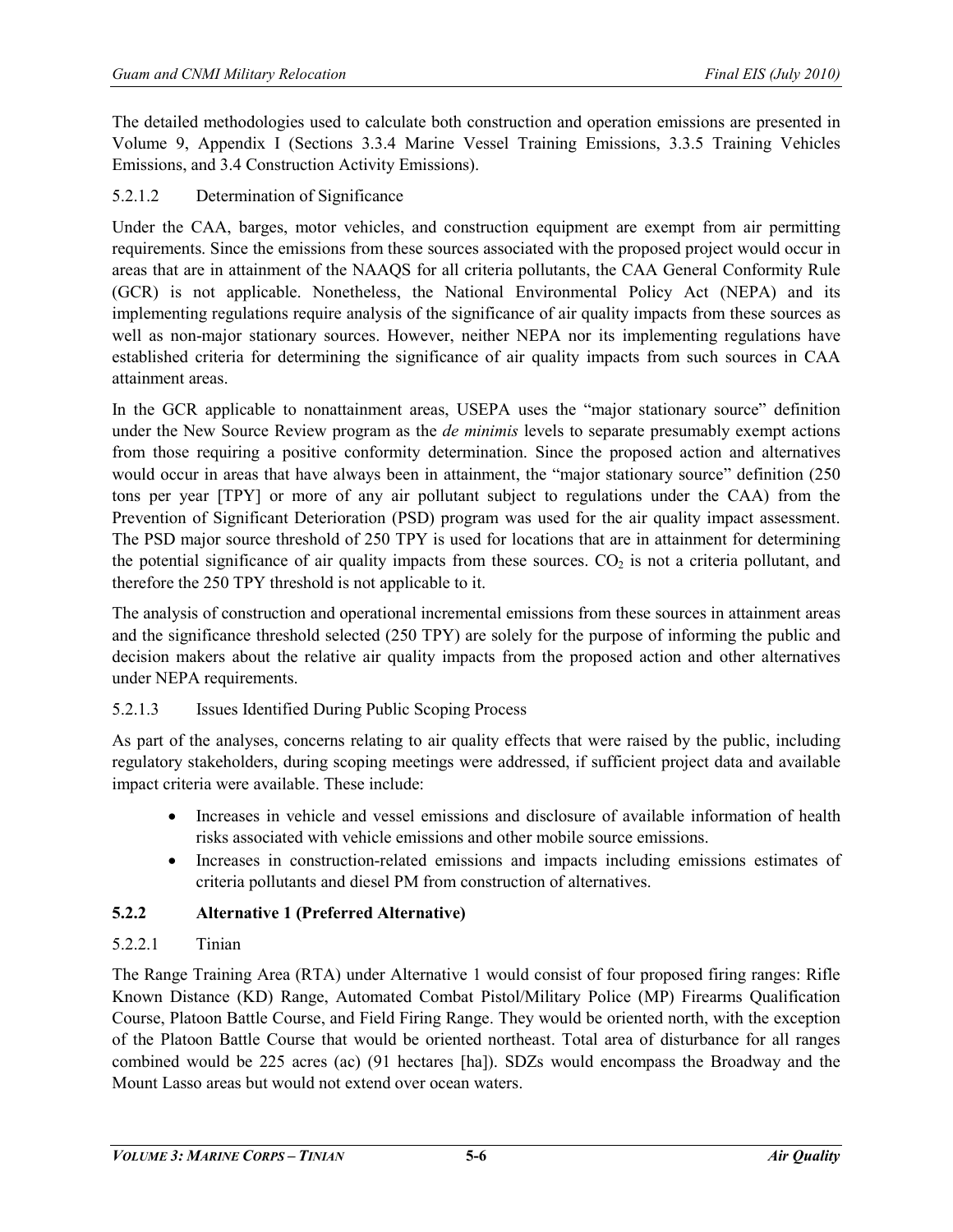The detailed methodologies used to calculate both construction and operation emissions are presented in Volume 9, Appendix I (Sections 3.3.4 Marine Vessel Training Emissions, 3.3.5 Training Vehicles Emissions, and 3.4 Construction Activity Emissions).

#### 5.2.1.2 Determination of Significance

Under the CAA, barges, motor vehicles, and construction equipment are exempt from air permitting requirements. Since the emissions from these sources associated with the proposed project would occur in areas that are in attainment of the NAAQS for all criteria pollutants, the CAA General Conformity Rule (GCR) is not applicable. Nonetheless, the National Environmental Policy Act (NEPA) and its implementing regulations require analysis of the significance of air quality impacts from these sources as well as non-major stationary sources. However, neither NEPA nor its implementing regulations have established criteria for determining the significance of air quality impacts from such sources in CAA attainment areas.

In the GCR applicable to nonattainment areas, USEPA uses the "major stationary source" definition under the New Source Review program as the *de minimis* levels to separate presumably exempt actions from those requiring a positive conformity determination. Since the proposed action and alternatives would occur in areas that have always been in attainment, the "major stationary source" definition (250 tons per year [TPY] or more of any air pollutant subject to regulations under the CAA) from the Prevention of Significant Deterioration (PSD) program was used for the air quality impact assessment. The PSD major source threshold of 250 TPY is used for locations that are in attainment for determining the potential significance of air quality impacts from these sources. $CO_2$ is not a criteria pollutant, and therefore the 250 TPY threshold is not applicable to it.

The analysis of construction and operational incremental emissions from these sources in attainment areas and the significance threshold selected (250 TPY) are solely for the purpose of informing the public and decision makers about the relative air quality impacts from the proposed action and other alternatives under NEPA requirements.

#### 5.2.1.3 Issues Identified During Public Scoping Process

As part of the analyses, concerns relating to air quality effects that were raised by the public, including regulatory stakeholders, during scoping meetings were addressed, if sufficient project data and available impact criteria were available. These include:

- Increases in vehicle and vessel emissions and disclosure of available information of health risks associated with vehicle emissions and other mobile source emissions.
- Increases in construction-related emissions and impacts including emissions estimates of criteria pollutants and diesel PM from construction of alternatives.

### 5.2.2 Alternative 1 (Preferred Alternative)

#### 5.2.2.1 Tinian

The Range Training Area (RTA) under Alternative 1 would consist of four proposed firing ranges: Rifle Known Distance (KD) Range, Automated Combat Pistol/Military Police (MP) Firearms Qualification Course, Platoon Battle Course, and Field Firing Range. They would be oriented north, with the exception of the Platoon Battle Course that would be oriented northeast. Total area of disturbance for all ranges combined would be 225 acres (ac) (91 hectares [ha]). SDZs would encompass the Broadway and the Mount Lasso areas but would not extend over ocean waters.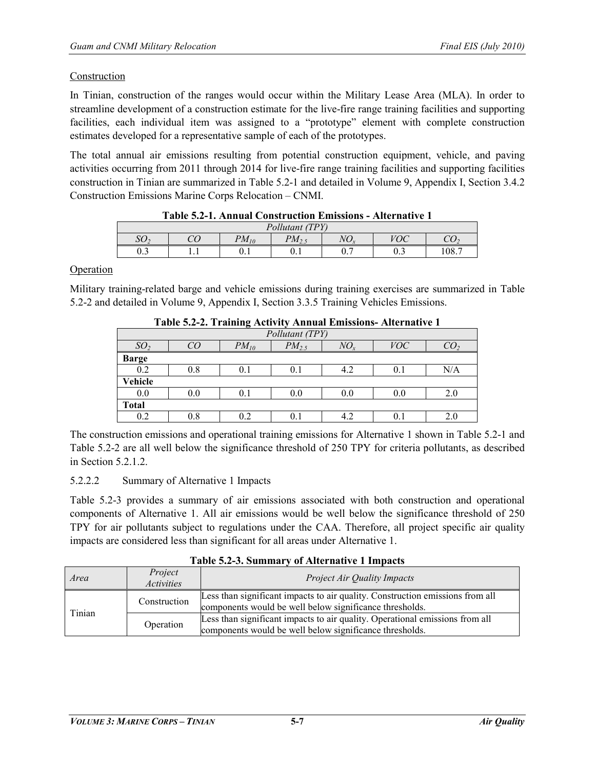Construction

In Tinian, construction of the ranges would occur within the Military Lease Area (MLA). In order to streamline development of a construction estimate for the live-fire range training facilities and supporting facilities, each individual item was assigned to a "prototype" element with complete construction estimates developed for a representative sample of each of the prototypes.

The total annual air emissions resulting from potential construction equipment, vehicle, and paving activities occurring from 2011 through 2014 for live-fire range training facilities and supporting facilities construction in Tinian are summarized in Table 5.2-1 and detailed in Volume 9, Appendix I, Section 3.4.2 Construction Emissions Marine Corps Relocation – CNMI.

**Table 5.2-1. Annual Construction Emissions - Alternative 1**

| *Pollutant (TPY)* | | | | | | |
|---|---|---|---|---|---|---|
| $SO_2$ | $CO$ | $PM_{10}$ | $PM_{2.5}$ | $NO_x$ | $VOC$ | $CO_2$ |
| 0.3 | 1.1 | 0.1 | 0.1 | 0.7 | 0.3 | 108.7 |

Operation

Military training-related barge and vehicle emissions during training exercises are summarized in Table 5.2-2 and detailed in Volume 9, Appendix I, Section 3.3.5 Training Vehicles Emissions.

**Table 5.2-2. Training Activity Annual Emissions- Alternative 1**

| *Pollutant (TPY)* | | | | | | |
|---|---|---|---|---|---|---|
| $SO_2$ | $CO$ | $PM_{10}$ | $PM_{2.5}$ | $NO_x$ | $VOC$ | $CO_2$ |
| **Barge** | | | | | | |
| 0.2 | 0.8 | 0.1 | 0.1 | 4.2 | 0.1 | N/A |
| **Vehicle** | | | | | | |
| 0.0 | 0.0 | 0.1 | 0.0 | 0.0 | 0.0 | 2.0 |
| **Total** | | | | | | |
| 0.2 | 0.8 | 0.2 | 0.1 | 4.2 | 0.1 | 2.0 |

The construction emissions and operational training emissions for Alternative 1 shown in Table 5.2-1 and Table 5.2-2 are all well below the significance threshold of 250 TPY for criteria pollutants, as described in Section 5.2.1.2.

### 5.2.2.2 Summary of Alternative 1 Impacts

Table 5.2-3 provides a summary of air emissions associated with both construction and operational components of Alternative 1. All air emissions would be well below the significance threshold of 250 TPY for air pollutants subject to regulations under the CAA. Therefore, all project specific air quality impacts are considered less than significant for all areas under Alternative 1.

**Table 5.2-3. Summary of Alternative 1 Impacts**

| *Area* | *Project Activities* | *Project Air Quality Impacts* |
|---|---|---|
| Tinian | Construction | Less than significant impacts to air quality. Construction emissions from all components would be well below significance thresholds. |
| | Operation | Less than significant impacts to air quality. Operational emissions from all components would be well below significance thresholds. |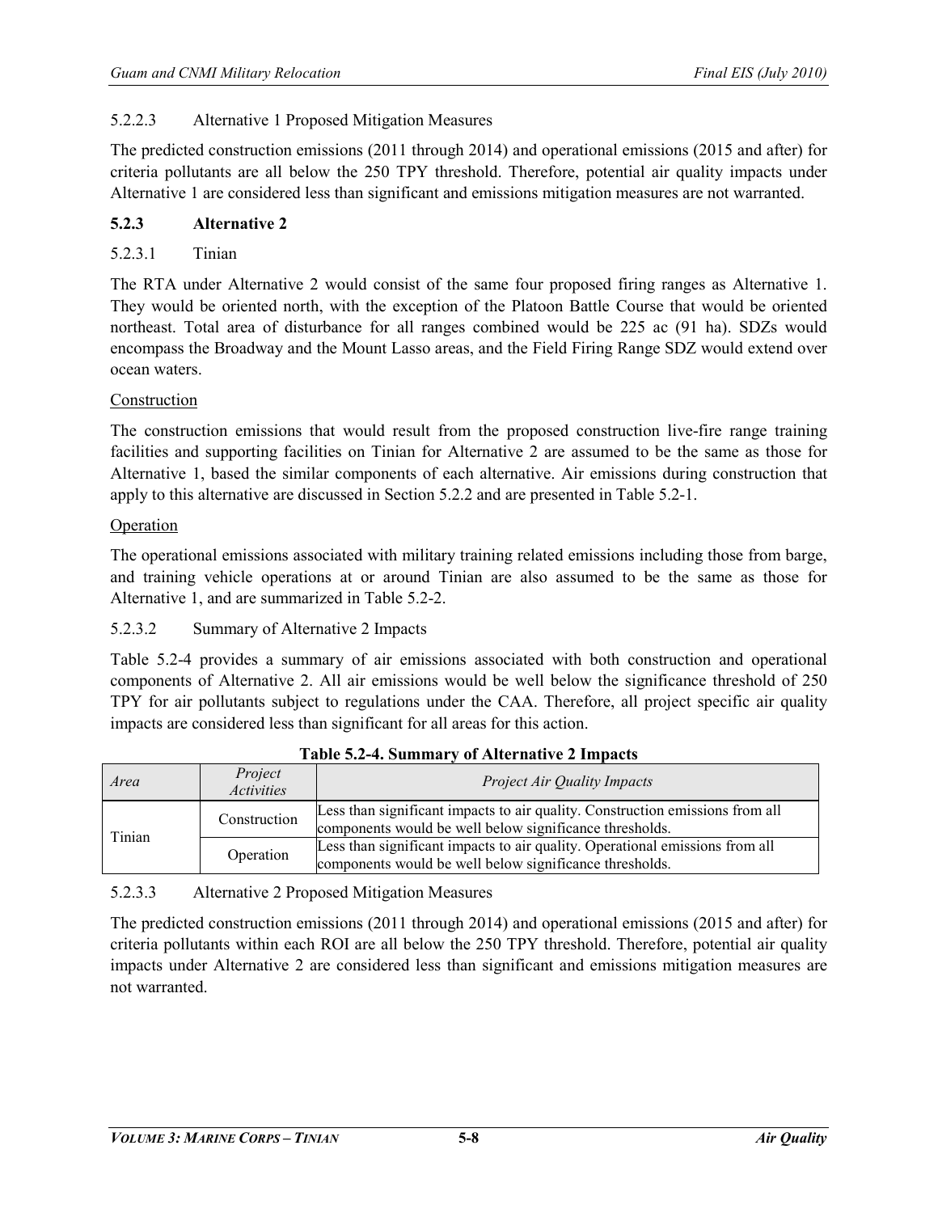#### 5.2.2.3 Alternative 1 Proposed Mitigation Measures

The predicted construction emissions (2011 through 2014) and operational emissions (2015 and after) for criteria pollutants are all below the 250 TPY threshold. Therefore, potential air quality impacts under Alternative 1 are considered less than significant and emissions mitigation measures are not warranted.

### 5.2.3 Alternative 2

#### 5.2.3.1 Tinian

The RTA under Alternative 2 would consist of the same four proposed firing ranges as Alternative 1. They would be oriented north, with the exception of the Platoon Battle Course that would be oriented northeast. Total area of disturbance for all ranges combined would be 225 ac (91 ha). SDZs would encompass the Broadway and the Mount Lasso areas, and the Field Firing Range SDZ would extend over ocean waters.

Construction

The construction emissions that would result from the proposed construction live-fire range training facilities and supporting facilities on Tinian for Alternative 2 are assumed to be the same as those for Alternative 1, based the similar components of each alternative. Air emissions during construction that apply to this alternative are discussed in Section 5.2.2 and are presented in Table 5.2-1.

Operation

The operational emissions associated with military training related emissions including those from barge, and training vehicle operations at or around Tinian are also assumed to be the same as those for Alternative 1, and are summarized in Table 5.2-2.

#### 5.2.3.2 Summary of Alternative 2 Impacts

Table 5.2-4 provides a summary of air emissions associated with both construction and operational components of Alternative 2. All air emissions would be well below the significance threshold of 250 TPY for air pollutants subject to regulations under the CAA. Therefore, all project specific air quality impacts are considered less than significant for all areas for this action.

**Table 5.2-4. Summary of Alternative 2 Impacts**

| *Area* | *Project Activities* | *Project Air Quality Impacts* |
|---|---|---|
| Tinian | Construction | Less than significant impacts to air quality. Construction emissions from all components would be well below significance thresholds. |
| | Operation | Less than significant impacts to air quality. Operational emissions from all components would be well below significance thresholds. |

#### 5.2.3.3 Alternative 2 Proposed Mitigation Measures

The predicted construction emissions (2011 through 2014) and operational emissions (2015 and after) for criteria pollutants within each ROI are all below the 250 TPY threshold. Therefore, potential air quality impacts under Alternative 2 are considered less than significant and emissions mitigation measures are not warranted.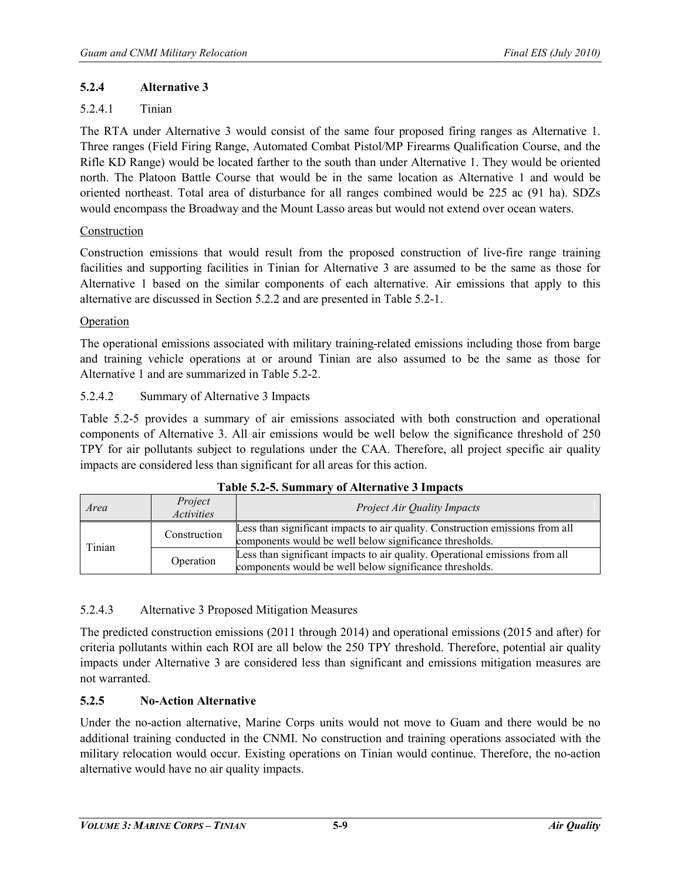### 5.2.4 Alternative 3

#### 5.2.4.1 Tinian

The RTA under Alternative 3 would consist of the same four proposed firing ranges as Alternative 1. Three ranges (Field Firing Range, Automated Combat Pistol/MP Firearms Qualification Course, and the Rifle KD Range) would be located farther to the south than under Alternative 1. They would be oriented north. The Platoon Battle Course that would be in the same location as Alternative 1 and would be oriented northeast. Total area of disturbance for all ranges combined would be 225 ac (91 ha). SDZs would encompass the Broadway and the Mount Lasso areas but would not extend over ocean waters.

Construction

Construction emissions that would result from the proposed construction of live-fire range training facilities and supporting facilities in Tinian for Alternative 3 are assumed to be the same as those for Alternative 1 based on the similar components of each alternative. Air emissions that apply to this alternative are discussed in Section 5.2.2 and are presented in Table 5.2-1.

Operation

The operational emissions associated with military training-related emissions including those from barge and training vehicle operations at or around Tinian are also assumed to be the same as those for Alternative 1 and are summarized in Table 5.2-2.

#### 5.2.4.2 Summary of Alternative 3 Impacts

Table 5.2-5 provides a summary of air emissions associated with both construction and operational components of Alternative 3. All air emissions would be well below the significance threshold of 250 TPY for air pollutants subject to regulations under the CAA. Therefore, all project specific air quality impacts are considered less than significant for all areas for this action.

**Table 5.2-5. Summary of Alternative 3 Impacts**

| *Area* | *Project Activities* | *Project Air Quality Impacts* |
|---|---|---|
| Tinian | Construction | Less than significant impacts to air quality. Construction emissions from all components would be well below significance thresholds. |
| | Operation | Less than significant impacts to air quality. Operational emissions from all components would be well below significance thresholds. |

#### 5.2.4.3 Alternative 3 Proposed Mitigation Measures

The predicted construction emissions (2011 through 2014) and operational emissions (2015 and after) for criteria pollutants within each ROI are all below the 250 TPY threshold. Therefore, potential air quality impacts under Alternative 3 are considered less than significant and emissions mitigation measures are not warranted.

### 5.2.5 No-Action Alternative

Under the no-action alternative, Marine Corps units would not move to Guam and there would be no additional training conducted in the CNMI. No construction and training operations associated with the military relocation would occur. Existing operations on Tinian would continue. Therefore, the no-action alternative would have no air quality impacts.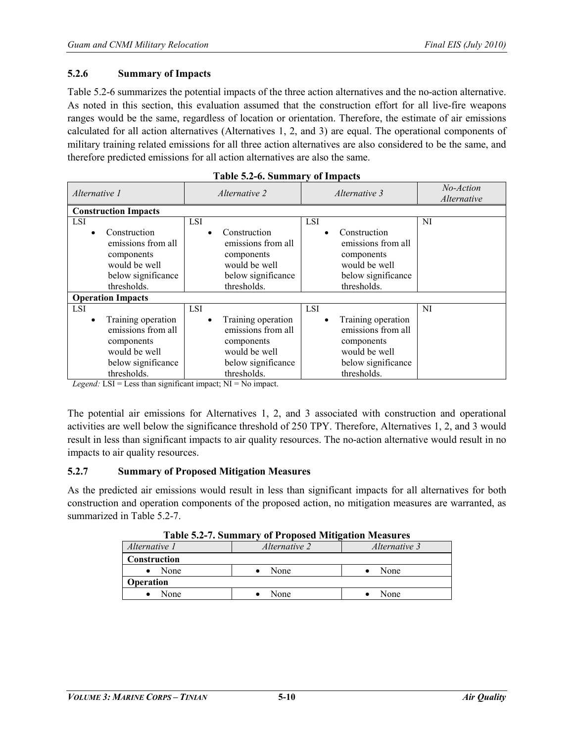### 5.2.6 Summary of Impacts

Table 5.2-6 summarizes the potential impacts of the three action alternatives and the no-action alternative. As noted in this section, this evaluation assumed that the construction effort for all live-fire weapons ranges would be the same, regardless of location or orientation. Therefore, the estimate of air emissions calculated for all action alternatives (Alternatives 1, 2, and 3) are equal. The operational components of military training related emissions for all three action alternatives are also considered to be the same, and therefore predicted emissions for all action alternatives are also the same.

**Table 5.2-6. Summary of Impacts**

| *Alternative 1* | *Alternative 2* | *Alternative 3* | *No-Action Alternative* |
|---|---|---|---|
| **Construction Impacts** | | | |
| LSI<br>• Construction emissions from all components would be well below significance thresholds. | LSI<br>• Construction emissions from all components would be well below significance thresholds. | LSI<br>• Construction emissions from all components would be well below significance thresholds. | NI |
| **Operation Impacts** | | | |
| LSI<br>• Training operation emissions from all components would be well below significance thresholds. | LSI<br>• Training operation emissions from all components would be well below significance thresholds. | LSI<br>• Training operation emissions from all components would be well below significance thresholds. | NI |

*Legend:* LSI = Less than significant impact; NI = No impact.

The potential air emissions for Alternatives 1, 2, and 3 associated with construction and operational activities are well below the significance threshold of 250 TPY. Therefore, Alternatives 1, 2, and 3 would result in less than significant impacts to air quality resources. The no-action alternative would result in no impacts to air quality resources.

### 5.2.7 Summary of Proposed Mitigation Measures

As the predicted air emissions would result in less than significant impacts for all alternatives for both construction and operation components of the proposed action, no mitigation measures are warranted, as summarized in Table 5.2-7.

**Table 5.2-7. Summary of Proposed Mitigation Measures**

| *Alternative 1* | *Alternative 2* | *Alternative 3* |
|---|---|---|
| **Construction** | | |
| • None | • None | • None |
| **Operation** | | |
| • None | • None | • None |